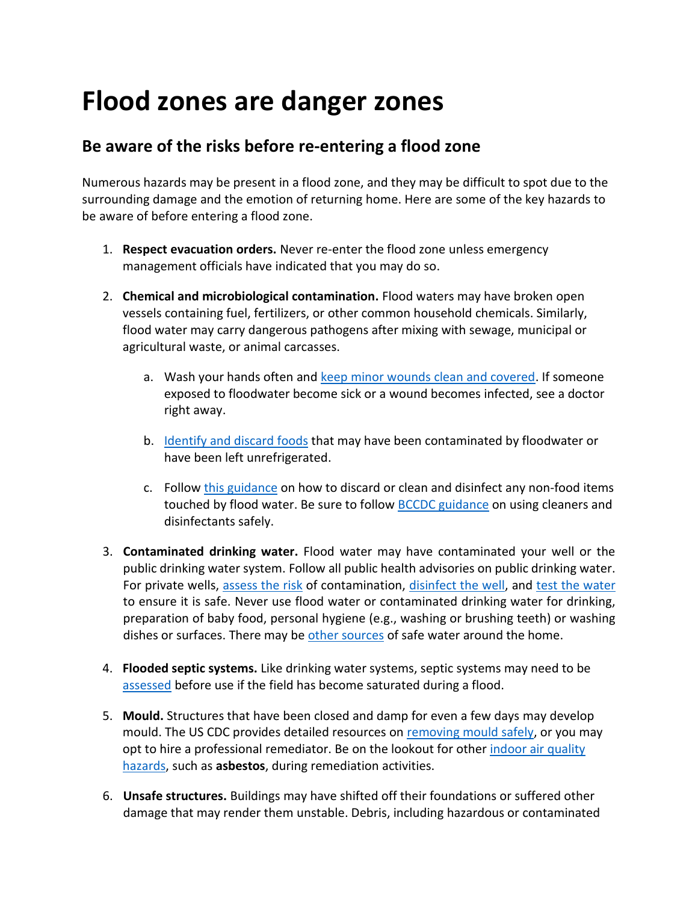# Flood zones are danger zones

## Be aware of the risks before re-entering a flood zone

Numerous hazards may be present in a flood zone, and they may be difficult to spot due to the surrounding damage and the emotion of returning home. Here are some of the key hazards to be aware of before entering a flood zone.

1. **Respect evacuation orders.** Never re-enter the flood zone unless emergency management officials have indicated that you may do so.

2. **Chemical and microbiological contamination.** Flood waters may have broken open vessels containing fuel, fertilizers, or other common household chemicals. Similarly, flood water may carry dangerous pathogens after mixing with sewage, municipal or agricultural waste, or animal carcasses.

    a. Wash your hands often and keep minor wounds clean and covered. If someone exposed to floodwater become sick or a wound becomes infected, see a doctor right away.

    b. Identify and discard foods that may have been contaminated by floodwater or have been left unrefrigerated.

    c. Follow this guidance on how to discard or clean and disinfect any non-food items touched by flood water. Be sure to follow BCCDC guidance on using cleaners and disinfectants safely.

3. **Contaminated drinking water.** Flood water may have contaminated your well or the public drinking water system. Follow all public health advisories on public drinking water. For private wells, assess the risk of contamination, disinfect the well, and test the water to ensure it is safe. Never use flood water or contaminated drinking water for drinking, preparation of baby food, personal hygiene (e.g., washing or brushing teeth) or washing dishes or surfaces. There may be other sources of safe water around the home.

4. **Flooded septic systems.** Like drinking water systems, septic systems may need to be assessed before use if the field has become saturated during a flood.

5. **Mould.** Structures that have been closed and damp for even a few days may develop mould. The US CDC provides detailed resources on removing mould safely, or you may opt to hire a professional remediator. Be on the lookout for other indoor air quality hazards, such as **asbestos**, during remediation activities.

6. **Unsafe structures.** Buildings may have shifted off their foundations or suffered other damage that may render them unstable. Debris, including hazardous or contaminated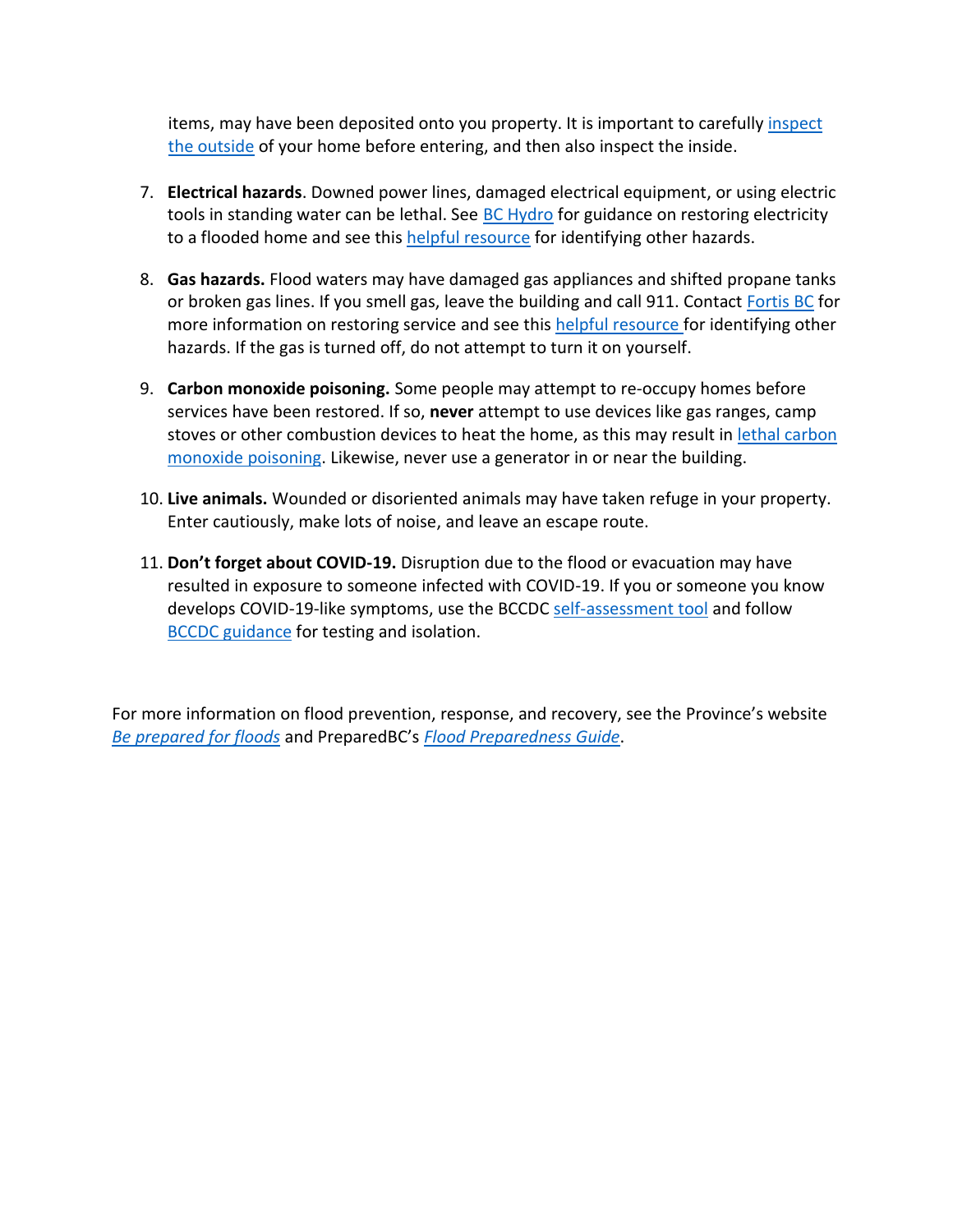items, may have been deposited onto you property. It is important to carefully inspect the outside of your home before entering, and then also inspect the inside.

7. **Electrical hazards**. Downed power lines, damaged electrical equipment, or using electric tools in standing water can be lethal. See BC Hydro for guidance on restoring electricity to a flooded home and see this helpful resource for identifying other hazards.

8. **Gas hazards.** Flood waters may have damaged gas appliances and shifted propane tanks or broken gas lines. If you smell gas, leave the building and call 911. Contact Fortis BC for more information on restoring service and see this helpful resource for identifying other hazards. If the gas is turned off, do not attempt to turn it on yourself.

9. **Carbon monoxide poisoning.** Some people may attempt to re-occupy homes before services have been restored. If so, **never** attempt to use devices like gas ranges, camp stoves or other combustion devices to heat the home, as this may result in lethal carbon monoxide poisoning. Likewise, never use a generator in or near the building.

10. **Live animals.** Wounded or disoriented animals may have taken refuge in your property. Enter cautiously, make lots of noise, and leave an escape route.

11. **Don't forget about COVID-19.** Disruption due to the flood or evacuation may have resulted in exposure to someone infected with COVID-19. If you or someone you know develops COVID-19-like symptoms, use the BCCDC self-assessment tool and follow BCCDC guidance for testing and isolation.

For more information on flood prevention, response, and recovery, see the Province's website *Be prepared for floods* and PreparedBC's *Flood Preparedness Guide*.